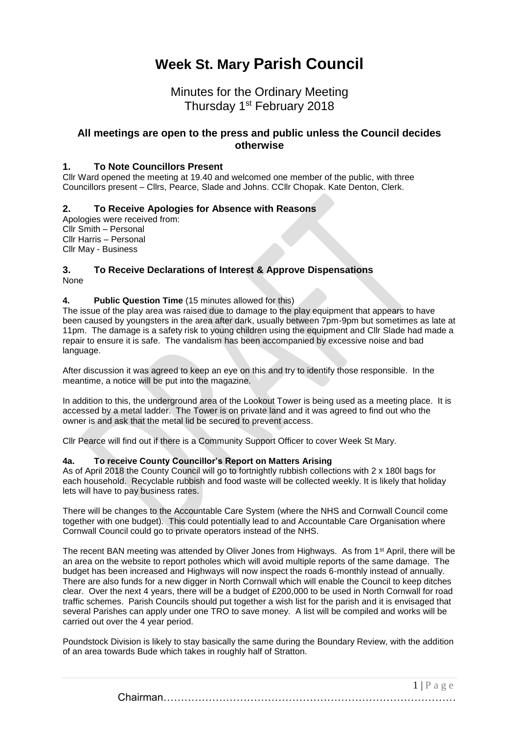# Week St. Mary Parish Council

## Minutes for the Ordinary Meeting
## Thursday 1st February 2018

### All meetings are open to the press and public unless the Council decides otherwise

### 1. To Note Councillors Present

Cllr Ward opened the meeting at 19.40 and welcomed one member of the public, with three Councillors present – Cllrs, Pearce, Slade and Johns. CCllr Chopak. Kate Denton, Clerk.

### 2. To Receive Apologies for Absence with Reasons

Apologies were received from:
Cllr Smith – Personal
Cllr Harris – Personal
Cllr May - Business

### 3. To Receive Declarations of Interest & Approve Dispensations

None

### 4. Public Question Time (15 minutes allowed for this)

The issue of the play area was raised due to damage to the play equipment that appears to have been caused by youngsters in the area after dark, usually between 7pm-9pm but sometimes as late at 11pm. The damage is a safety risk to young children using the equipment and Cllr Slade had made a repair to ensure it is safe. The vandalism has been accompanied by excessive noise and bad language.

After discussion it was agreed to keep an eye on this and try to identify those responsible. In the meantime, a notice will be put into the magazine.

In addition to this, the underground area of the Lookout Tower is being used as a meeting place. It is accessed by a metal ladder. The Tower is on private land and it was agreed to find out who the owner is and ask that the metal lid be secured to prevent access.

Cllr Pearce will find out if there is a Community Support Officer to cover Week St Mary.

### 4a. To receive County Councillor's Report on Matters Arising

As of April 2018 the County Council will go to fortnightly rubbish collections with 2 x 180l bags for each household. Recyclable rubbish and food waste will be collected weekly. It is likely that holiday lets will have to pay business rates.

There will be changes to the Accountable Care System (where the NHS and Cornwall Council come together with one budget). This could potentially lead to and Accountable Care Organisation where Cornwall Council could go to private operators instead of the NHS.

The recent BAN meeting was attended by Oliver Jones from Highways. As from 1st April, there will be an area on the website to report potholes which will avoid multiple reports of the same damage. The budget has been increased and Highways will now inspect the roads 6-monthly instead of annually. There are also funds for a new digger in North Cornwall which will enable the Council to keep ditches clear. Over the next 4 years, there will be a budget of £200,000 to be used in North Cornwall for road traffic schemes. Parish Councils should put together a wish list for the parish and it is envisaged that several Parishes can apply under one TRO to save money. A list will be compiled and works will be carried out over the 4 year period.

Poundstock Division is likely to stay basically the same during the Boundary Review, with the addition of an area towards Bude which takes in roughly half of Stratton.

Chairman…………………………………………………………………………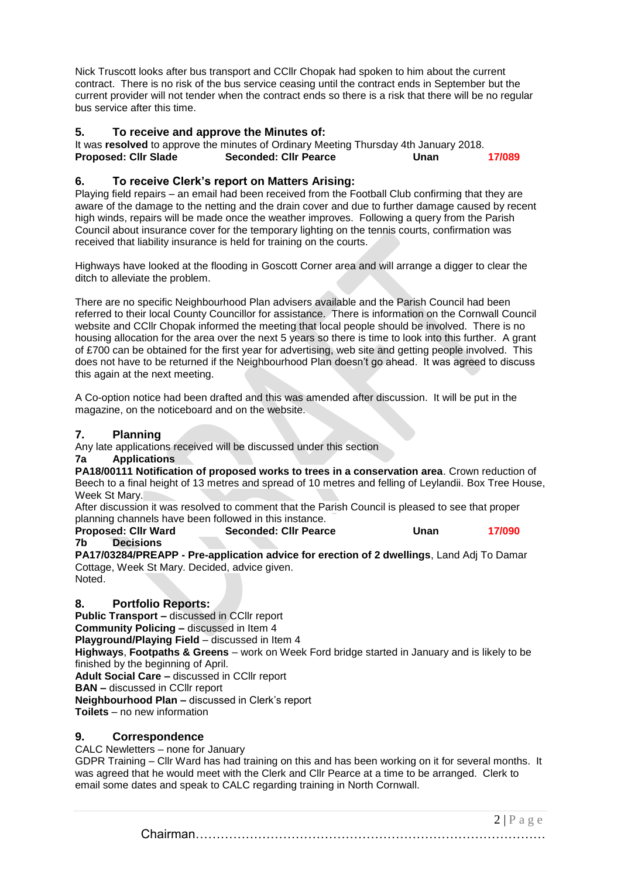Nick Truscott looks after bus transport and CCllr Chopak had spoken to him about the current contract. There is no risk of the bus service ceasing until the contract ends in September but the current provider will not tender when the contract ends so there is a risk that there will be no regular bus service after this time.

## 5. To receive and approve the Minutes of:

It was **resolved** to approve the minutes of Ordinary Meeting Thursday 4th January 2018.

**Proposed: Cllr Slade** **Seconded: Cllr Pearce** **Unan** **17/089**

## 6. To receive Clerk's report on Matters Arising:

Playing field repairs – an email had been received from the Football Club confirming that they are aware of the damage to the netting and the drain cover and due to further damage caused by recent high winds, repairs will be made once the weather improves. Following a query from the Parish Council about insurance cover for the temporary lighting on the tennis courts, confirmation was received that liability insurance is held for training on the courts.

Highways have looked at the flooding in Goscott Corner area and will arrange a digger to clear the ditch to alleviate the problem.

There are no specific Neighbourhood Plan advisers available and the Parish Council had been referred to their local County Councillor for assistance. There is information on the Cornwall Council website and CCllr Chopak informed the meeting that local people should be involved. There is no housing allocation for the area over the next 5 years so there is time to look into this further. A grant of £700 can be obtained for the first year for advertising, web site and getting people involved. This does not have to be returned if the Neighbourhood Plan doesn't go ahead. It was agreed to discuss this again at the next meeting.

A Co-option notice had been drafted and this was amended after discussion. It will be put in the magazine, on the noticeboard and on the website.

## 7. Planning

Any late applications received will be discussed under this section

### 7a Applications

**PA18/00111 Notification of proposed works to trees in a conservation area**. Crown reduction of Beech to a final height of 13 metres and spread of 10 metres and felling of Leylandii. Box Tree House, Week St Mary.

After discussion it was resolved to comment that the Parish Council is pleased to see that proper planning channels have been followed in this instance.

**Proposed: Cllr Ward** **Seconded: Cllr Pearce** **Unan** **17/090**

### 7b Decisions

**PA17/03284/PREAPP - Pre-application advice for erection of 2 dwellings**, Land Adj To Damar Cottage, Week St Mary. Decided, advice given.

Noted.

## 8. Portfolio Reports:

**Public Transport –** discussed in CCllr report
**Community Policing –** discussed in Item 4
**Playground/Playing Field** – discussed in Item 4
**Highways**, **Footpaths & Greens** – work on Week Ford bridge started in January and is likely to be finished by the beginning of April.
**Adult Social Care –** discussed in CCllr report
**BAN –** discussed in CCllr report
**Neighbourhood Plan –** discussed in Clerk's report
**Toilets** – no new information

## 9. Correspondence

CALC Newletters – none for January

GDPR Training – Cllr Ward has had training on this and has been working on it for several months. It was agreed that he would meet with the Clerk and Cllr Pearce at a time to be arranged. Clerk to email some dates and speak to CALC regarding training in North Cornwall.

Chairman…………………………………………………………………………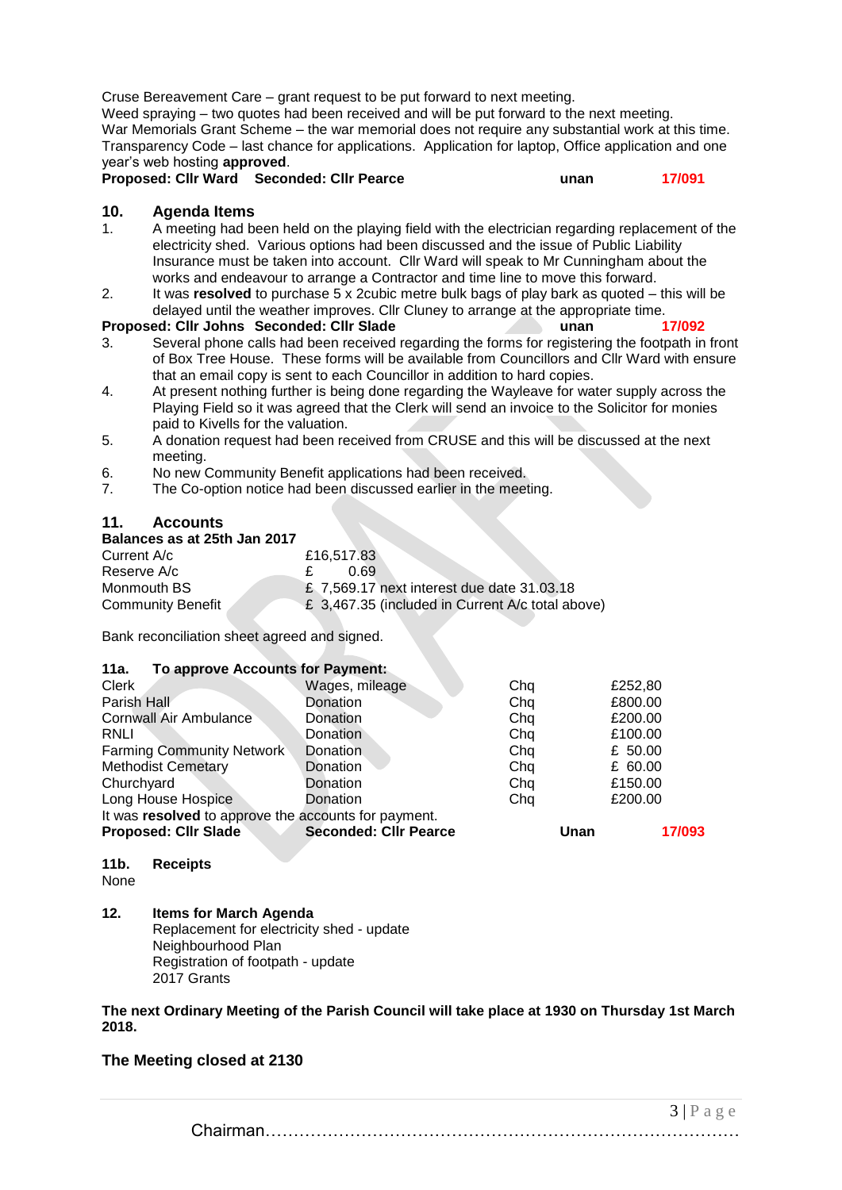Cruse Bereavement Care – grant request to be put forward to next meeting.
Weed spraying – two quotes had been received and will be put forward to the next meeting.
War Memorials Grant Scheme – the war memorial does not require any substantial work at this time.
Transparency Code – last chance for applications. Application for laptop, Office application and one year's web hosting **approved**.

**Proposed: Cllr Ward Seconded: Cllr Pearce** **unan** **17/091**

## 10. Agenda Items

1. A meeting had been held on the playing field with the electrician regarding replacement of the electricity shed. Various options had been discussed and the issue of Public Liability Insurance must be taken into account. Cllr Ward will speak to Mr Cunningham about the works and endeavour to arrange a Contractor and time line to move this forward.
2. It was **resolved** to purchase 5 x 2cubic metre bulk bags of play bark as quoted – this will be delayed until the weather improves. Cllr Cluney to arrange at the appropriate time.

**Proposed: Cllr Johns Seconded: Cllr Slade** **unan** **17/092**

3. Several phone calls had been received regarding the forms for registering the footpath in front of Box Tree House. These forms will be available from Councillors and Cllr Ward with ensure that an email copy is sent to each Councillor in addition to hard copies.
4. At present nothing further is being done regarding the Wayleave for water supply across the Playing Field so it was agreed that the Clerk will send an invoice to the Solicitor for monies paid to Kivells for the valuation.
5. A donation request had been received from CRUSE and this will be discussed at the next meeting.
6. No new Community Benefit applications had been received.
7. The Co-option notice had been discussed earlier in the meeting.

## 11. Accounts

**Balances as at 25th Jan 2017**

| | |
|---|---|
| Current A/c | £16,517.83 |
| Reserve A/c | £ 0.69 |
| Monmouth BS | £ 7,569.17 next interest due date 31.03.18 |
| Community Benefit | £ 3,467.35 (included in Current A/c total above) |

Bank reconciliation sheet agreed and signed.

### 11a. To approve Accounts for Payment:

| | | | |
|---|---|---|---|
| Clerk | Wages, mileage | Chq | £252,80 |
| Parish Hall | Donation | Chq | £800.00 |
| Cornwall Air Ambulance | Donation | Chq | £200.00 |
| RNLI | Donation | Chq | £100.00 |
| Farming Community Network | Donation | Chq | £ 50.00 |
| Methodist Cemetary | Donation | Chq | £ 60.00 |
| Churchyard | Donation | Chq | £150.00 |
| Long House Hospice | Donation | Chq | £200.00 |

It was **resolved** to approve the accounts for payment.

**Proposed: Cllr Slade Seconded: Cllr Pearce** **Unan** **17/093**

### 11b. Receipts

None

## 12. Items for March Agenda

Replacement for electricity shed - update
Neighbourhood Plan
Registration of footpath - update
2017 Grants

**The next Ordinary Meeting of the Parish Council will take place at 1930 on Thursday 1st March 2018.**

**The Meeting closed at 2130**

Chairman……………………………………………………………………….